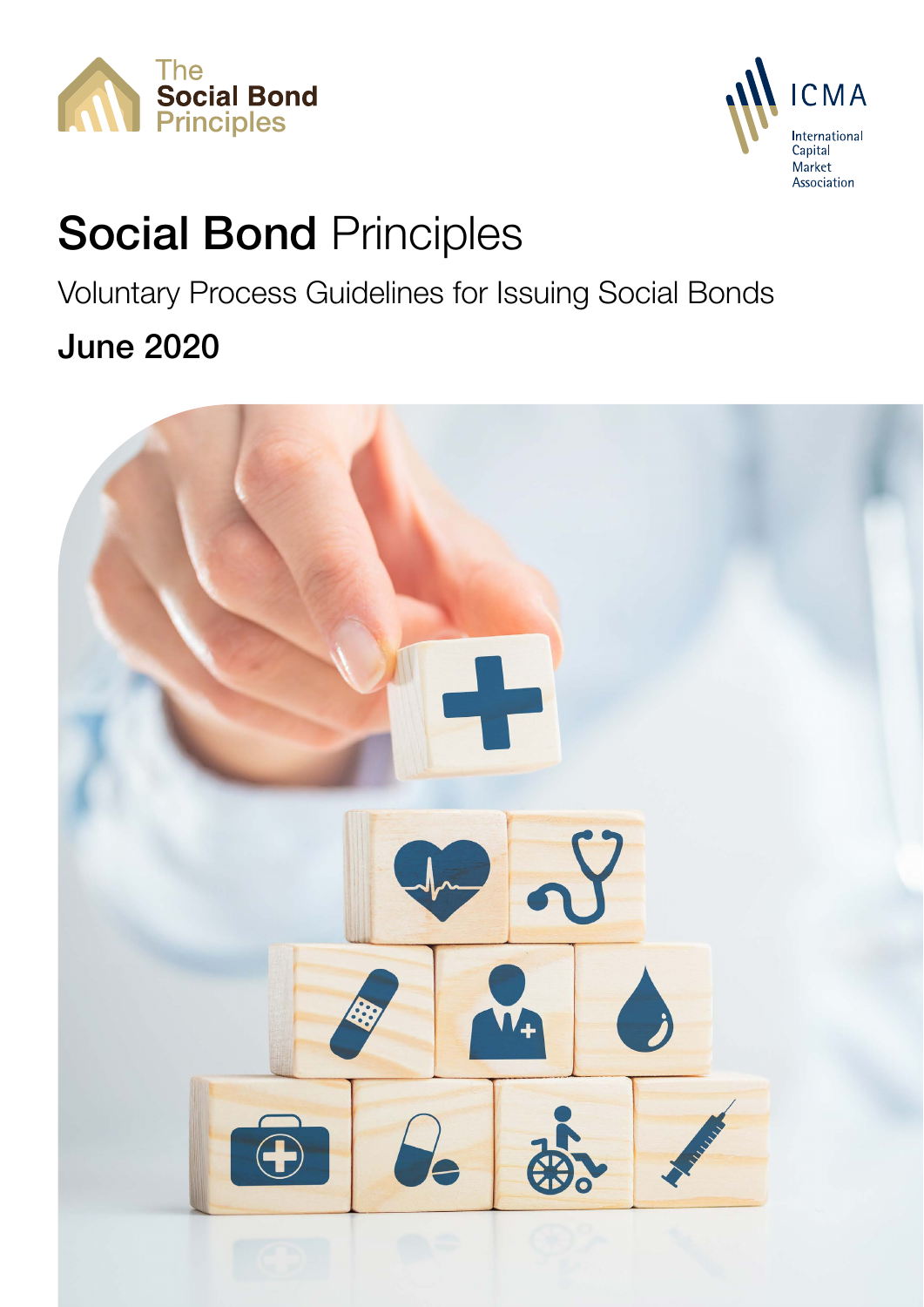The Social Bond Principles

ICMA

International Capital Market Association

# Social Bond Principles

Voluntary Process Guidelines for Issuing Social Bonds

**June 2020**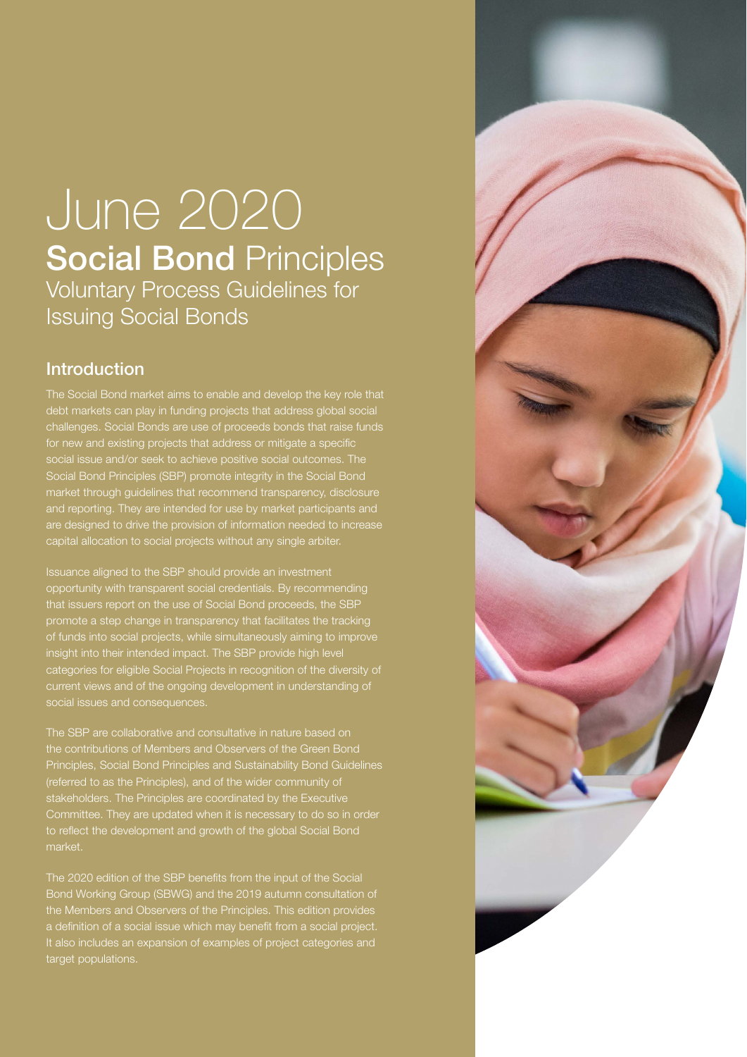# June 2020

## **Social Bond** Principles

Voluntary Process Guidelines for Issuing Social Bonds

### Introduction

The Social Bond market aims to enable and develop the key role that debt markets can play in funding projects that address global social challenges. Social Bonds are use of proceeds bonds that raise funds for new and existing projects that address or mitigate a specific social issue and/or seek to achieve positive social outcomes. The Social Bond Principles (SBP) promote integrity in the Social Bond market through guidelines that recommend transparency, disclosure and reporting. They are intended for use by market participants and are designed to drive the provision of information needed to increase capital allocation to social projects without any single arbiter.

Issuance aligned to the SBP should provide an investment opportunity with transparent social credentials. By recommending that issuers report on the use of Social Bond proceeds, the SBP promote a step change in transparency that facilitates the tracking of funds into social projects, while simultaneously aiming to improve insight into their intended impact. The SBP provide high level categories for eligible Social Projects in recognition of the diversity of current views and of the ongoing development in understanding of social issues and consequences.

The SBP are collaborative and consultative in nature based on the contributions of Members and Observers of the Green Bond Principles, Social Bond Principles and Sustainability Bond Guidelines (referred to as the Principles), and of the wider community of stakeholders. The Principles are coordinated by the Executive Committee. They are updated when it is necessary to do so in order to reflect the development and growth of the global Social Bond market.

The 2020 edition of the SBP benefits from the input of the Social Bond Working Group (SBWG) and the 2019 autumn consultation of the Members and Observers of the Principles. This edition provides a definition of a social issue which may benefit from a social project. It also includes an expansion of examples of project categories and target populations.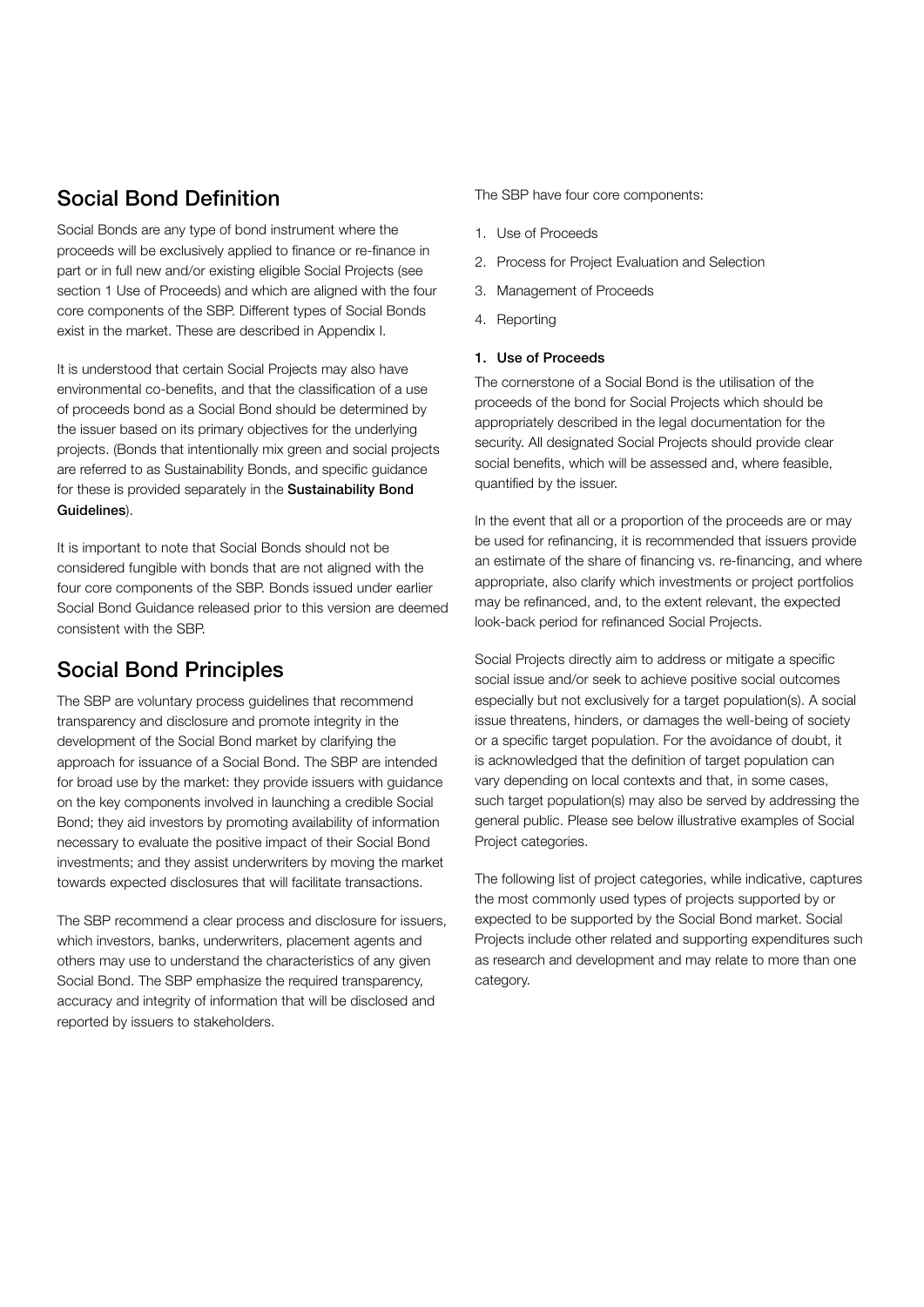## Social Bond Definition

Social Bonds are any type of bond instrument where the proceeds will be exclusively applied to finance or re-finance in part or in full new and/or existing eligible Social Projects (see section 1 Use of Proceeds) and which are aligned with the four core components of the SBP. Different types of Social Bonds exist in the market. These are described in Appendix I.

It is understood that certain Social Projects may also have environmental co-benefits, and that the classification of a use of proceeds bond as a Social Bond should be determined by the issuer based on its primary objectives for the underlying projects. (Bonds that intentionally mix green and social projects are referred to as Sustainability Bonds, and specific guidance for these is provided separately in the **Sustainability Bond Guidelines**).

It is important to note that Social Bonds should not be considered fungible with bonds that are not aligned with the four core components of the SBP. Bonds issued under earlier Social Bond Guidance released prior to this version are deemed consistent with the SBP.

## Social Bond Principles

The SBP are voluntary process guidelines that recommend transparency and disclosure and promote integrity in the development of the Social Bond market by clarifying the approach for issuance of a Social Bond. The SBP are intended for broad use by the market: they provide issuers with guidance on the key components involved in launching a credible Social Bond; they aid investors by promoting availability of information necessary to evaluate the positive impact of their Social Bond investments; and they assist underwriters by moving the market towards expected disclosures that will facilitate transactions.

The SBP recommend a clear process and disclosure for issuers, which investors, banks, underwriters, placement agents and others may use to understand the characteristics of any given Social Bond. The SBP emphasize the required transparency, accuracy and integrity of information that will be disclosed and reported by issuers to stakeholders.

The SBP have four core components:

1. Use of Proceeds
2. Process for Project Evaluation and Selection
3. Management of Proceeds
4. Reporting

### 1. Use of Proceeds

The cornerstone of a Social Bond is the utilisation of the proceeds of the bond for Social Projects which should be appropriately described in the legal documentation for the security. All designated Social Projects should provide clear social benefits, which will be assessed and, where feasible, quantified by the issuer.

In the event that all or a proportion of the proceeds are or may be used for refinancing, it is recommended that issuers provide an estimate of the share of financing vs. re-financing, and where appropriate, also clarify which investments or project portfolios may be refinanced, and, to the extent relevant, the expected look-back period for refinanced Social Projects.

Social Projects directly aim to address or mitigate a specific social issue and/or seek to achieve positive social outcomes especially but not exclusively for a target population(s). A social issue threatens, hinders, or damages the well-being of society or a specific target population. For the avoidance of doubt, it is acknowledged that the definition of target population can vary depending on local contexts and that, in some cases, such target population(s) may also be served by addressing the general public. Please see below illustrative examples of Social Project categories.

The following list of project categories, while indicative, captures the most commonly used types of projects supported by or expected to be supported by the Social Bond market. Social Projects include other related and supporting expenditures such as research and development and may relate to more than one category.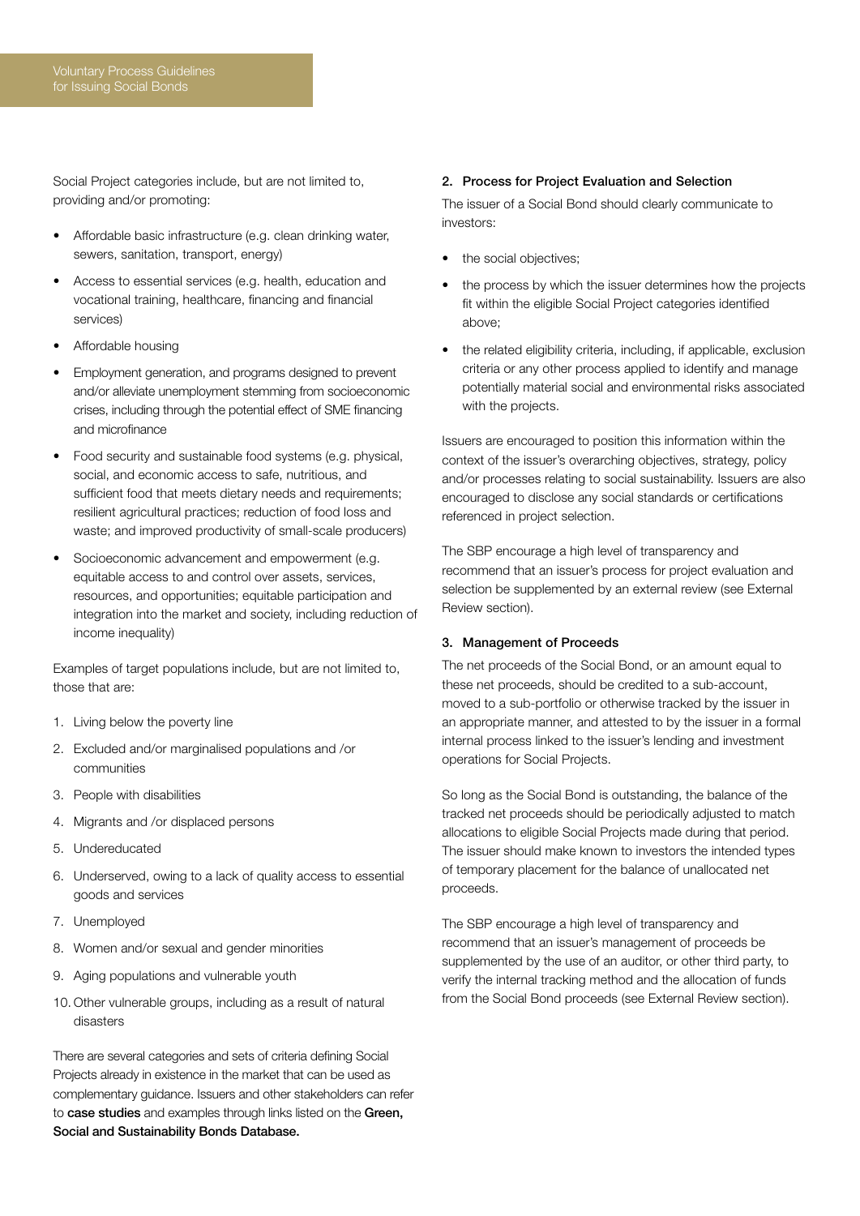Social Project categories include, but are not limited to, providing and/or promoting:

- Affordable basic infrastructure (e.g. clean drinking water, sewers, sanitation, transport, energy)
- Access to essential services (e.g. health, education and vocational training, healthcare, financing and financial services)
- Affordable housing
- Employment generation, and programs designed to prevent and/or alleviate unemployment stemming from socioeconomic crises, including through the potential effect of SME financing and microfinance
- Food security and sustainable food systems (e.g. physical, social, and economic access to safe, nutritious, and sufficient food that meets dietary needs and requirements; resilient agricultural practices; reduction of food loss and waste; and improved productivity of small-scale producers)
- Socioeconomic advancement and empowerment (e.g. equitable access to and control over assets, services, resources, and opportunities; equitable participation and integration into the market and society, including reduction of income inequality)

Examples of target populations include, but are not limited to, those that are:

1. Living below the poverty line
2. Excluded and/or marginalised populations and /or communities
3. People with disabilities
4. Migrants and /or displaced persons
5. Undereducated
6. Underserved, owing to a lack of quality access to essential goods and services
7. Unemployed
8. Women and/or sexual and gender minorities
9. Aging populations and vulnerable youth
10. Other vulnerable groups, including as a result of natural disasters

There are several categories and sets of criteria defining Social Projects already in existence in the market that can be used as complementary guidance. Issuers and other stakeholders can refer to **case studies** and examples through links listed on the **Green, Social and Sustainability Bonds Database.**

### 2. Process for Project Evaluation and Selection

The issuer of a Social Bond should clearly communicate to investors:

- the social objectives;
- the process by which the issuer determines how the projects fit within the eligible Social Project categories identified above;
- the related eligibility criteria, including, if applicable, exclusion criteria or any other process applied to identify and manage potentially material social and environmental risks associated with the projects.

Issuers are encouraged to position this information within the context of the issuer's overarching objectives, strategy, policy and/or processes relating to social sustainability. Issuers are also encouraged to disclose any social standards or certifications referenced in project selection.

The SBP encourage a high level of transparency and recommend that an issuer's process for project evaluation and selection be supplemented by an external review (see External Review section).

### 3. Management of Proceeds

The net proceeds of the Social Bond, or an amount equal to these net proceeds, should be credited to a sub-account, moved to a sub-portfolio or otherwise tracked by the issuer in an appropriate manner, and attested to by the issuer in a formal internal process linked to the issuer's lending and investment operations for Social Projects.

So long as the Social Bond is outstanding, the balance of the tracked net proceeds should be periodically adjusted to match allocations to eligible Social Projects made during that period. The issuer should make known to investors the intended types of temporary placement for the balance of unallocated net proceeds.

The SBP encourage a high level of transparency and recommend that an issuer's management of proceeds be supplemented by the use of an auditor, or other third party, to verify the internal tracking method and the allocation of funds from the Social Bond proceeds (see External Review section).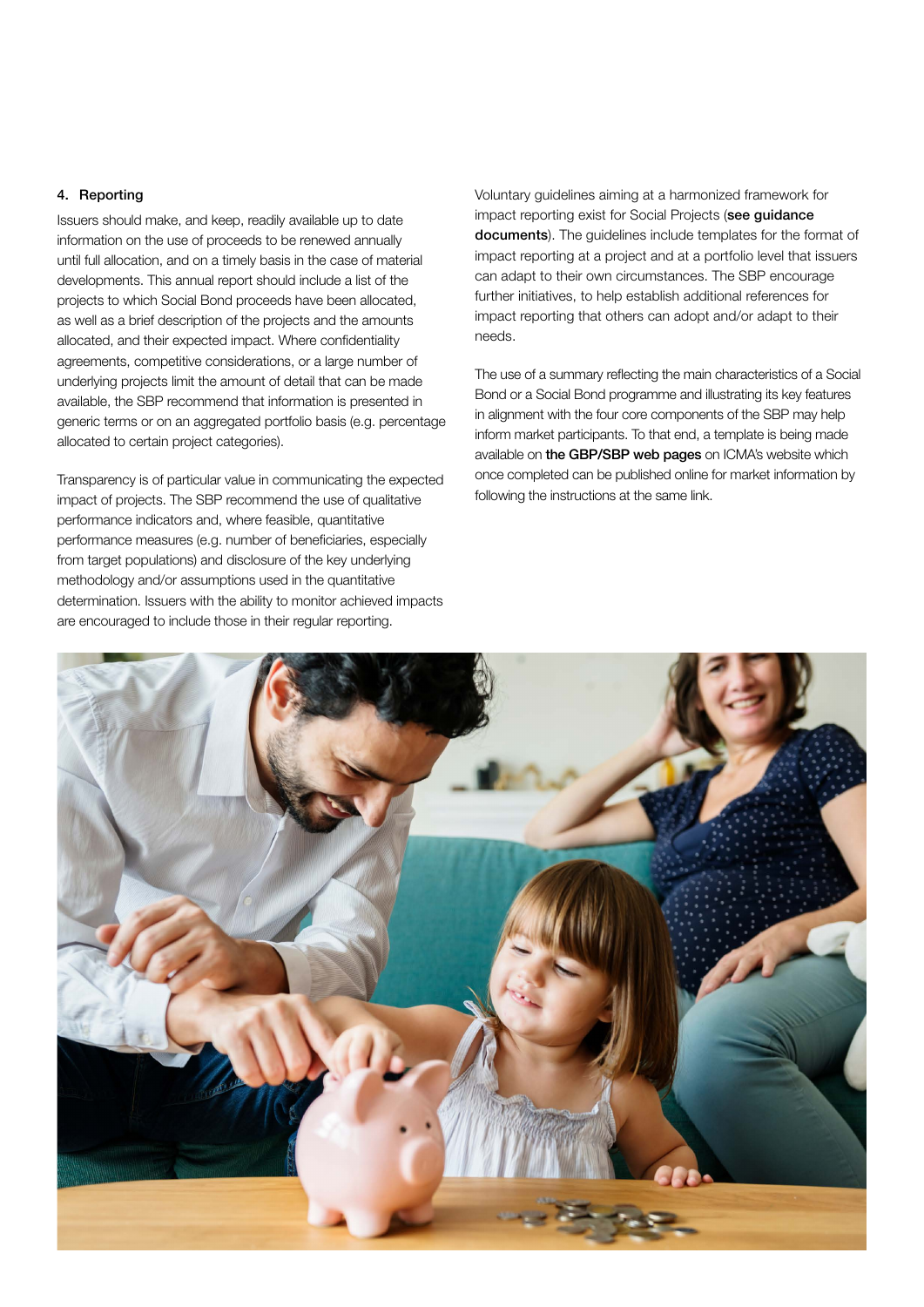### 4. Reporting

Issuers should make, and keep, readily available up to date information on the use of proceeds to be renewed annually until full allocation, and on a timely basis in the case of material developments. This annual report should include a list of the projects to which Social Bond proceeds have been allocated, as well as a brief description of the projects and the amounts allocated, and their expected impact. Where confidentiality agreements, competitive considerations, or a large number of underlying projects limit the amount of detail that can be made available, the SBP recommend that information is presented in generic terms or on an aggregated portfolio basis (e.g. percentage allocated to certain project categories).

Transparency is of particular value in communicating the expected impact of projects. The SBP recommend the use of qualitative performance indicators and, where feasible, quantitative performance measures (e.g. number of beneficiaries, especially from target populations) and disclosure of the key underlying methodology and/or assumptions used in the quantitative determination. Issuers with the ability to monitor achieved impacts are encouraged to include those in their regular reporting.

Voluntary guidelines aiming at a harmonized framework for impact reporting exist for Social Projects (**see guidance documents**). The guidelines include templates for the format of impact reporting at a project and at a portfolio level that issuers can adapt to their own circumstances. The SBP encourage further initiatives, to help establish additional references for impact reporting that others can adopt and/or adapt to their needs.

The use of a summary reflecting the main characteristics of a Social Bond or a Social Bond programme and illustrating its key features in alignment with the four core components of the SBP may help inform market participants. To that end, a template is being made available on **the GBP/SBP web pages** on ICMA's website which once completed can be published online for market information by following the instructions at the same link.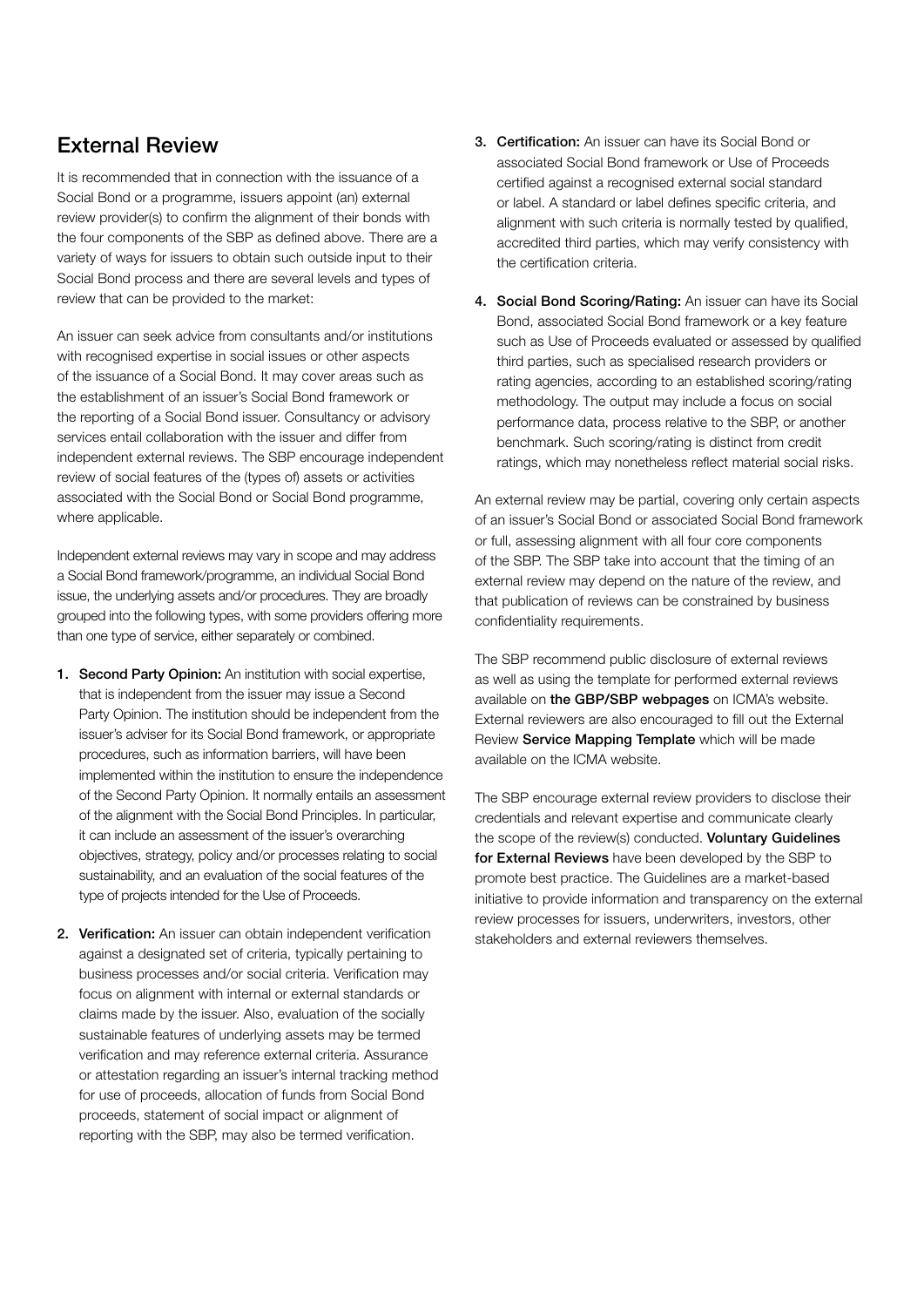## External Review

It is recommended that in connection with the issuance of a Social Bond or a programme, issuers appoint (an) external review provider(s) to confirm the alignment of their bonds with the four components of the SBP as defined above. There are a variety of ways for issuers to obtain such outside input to their Social Bond process and there are several levels and types of review that can be provided to the market:

An issuer can seek advice from consultants and/or institutions with recognised expertise in social issues or other aspects of the issuance of a Social Bond. It may cover areas such as the establishment of an issuer's Social Bond framework or the reporting of a Social Bond issuer. Consultancy or advisory services entail collaboration with the issuer and differ from independent external reviews. The SBP encourage independent review of social features of the (types of) assets or activities associated with the Social Bond or Social Bond programme, where applicable.

Independent external reviews may vary in scope and may address a Social Bond framework/programme, an individual Social Bond issue, the underlying assets and/or procedures. They are broadly grouped into the following types, with some providers offering more than one type of service, either separately or combined.

1. **Second Party Opinion:** An institution with social expertise, that is independent from the issuer may issue a Second Party Opinion. The institution should be independent from the issuer's adviser for its Social Bond framework, or appropriate procedures, such as information barriers, will have been implemented within the institution to ensure the independence of the Second Party Opinion. It normally entails an assessment of the alignment with the Social Bond Principles. In particular, it can include an assessment of the issuer's overarching objectives, strategy, policy and/or processes relating to social sustainability, and an evaluation of the social features of the type of projects intended for the Use of Proceeds.

2. **Verification:** An issuer can obtain independent verification against a designated set of criteria, typically pertaining to business processes and/or social criteria. Verification may focus on alignment with internal or external standards or claims made by the issuer. Also, evaluation of the socially sustainable features of underlying assets may be termed verification and may reference external criteria. Assurance or attestation regarding an issuer's internal tracking method for use of proceeds, allocation of funds from Social Bond proceeds, statement of social impact or alignment of reporting with the SBP, may also be termed verification.

3. **Certification:** An issuer can have its Social Bond or associated Social Bond framework or Use of Proceeds certified against a recognised external social standard or label. A standard or label defines specific criteria, and alignment with such criteria is normally tested by qualified, accredited third parties, which may verify consistency with the certification criteria.

4. **Social Bond Scoring/Rating:** An issuer can have its Social Bond, associated Social Bond framework or a key feature such as Use of Proceeds evaluated or assessed by qualified third parties, such as specialised research providers or rating agencies, according to an established scoring/rating methodology. The output may include a focus on social performance data, process relative to the SBP, or another benchmark. Such scoring/rating is distinct from credit ratings, which may nonetheless reflect material social risks.

An external review may be partial, covering only certain aspects of an issuer's Social Bond or associated Social Bond framework or full, assessing alignment with all four core components of the SBP. The SBP take into account that the timing of an external review may depend on the nature of the review, and that publication of reviews can be constrained by business confidentiality requirements.

The SBP recommend public disclosure of external reviews as well as using the template for performed external reviews available on **the GBP/SBP webpages** on ICMA's website. External reviewers are also encouraged to fill out the External Review **Service Mapping Template** which will be made available on the ICMA website.

The SBP encourage external review providers to disclose their credentials and relevant expertise and communicate clearly the scope of the review(s) conducted. **Voluntary Guidelines for External Reviews** have been developed by the SBP to promote best practice. The Guidelines are a market-based initiative to provide information and transparency on the external review processes for issuers, underwriters, investors, other stakeholders and external reviewers themselves.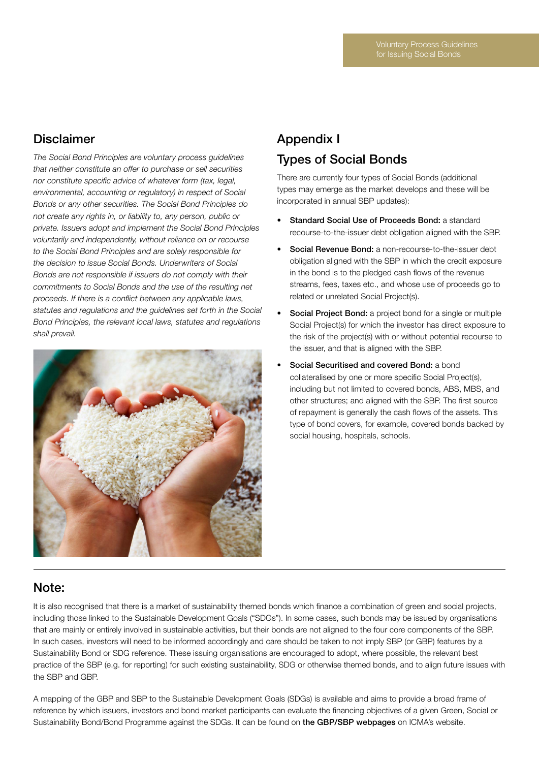## Disclaimer

*The Social Bond Principles are voluntary process guidelines that neither constitute an offer to purchase or sell securities nor constitute specific advice of whatever form (tax, legal, environmental, accounting or regulatory) in respect of Social Bonds or any other securities. The Social Bond Principles do not create any rights in, or liability to, any person, public or private. Issuers adopt and implement the Social Bond Principles voluntarily and independently, without reliance on or recourse to the Social Bond Principles and are solely responsible for the decision to issue Social Bonds. Underwriters of Social Bonds are not responsible if issuers do not comply with their commitments to Social Bonds and the use of the resulting net proceeds. If there is a conflict between any applicable laws, statutes and regulations and the guidelines set forth in the Social Bond Principles, the relevant local laws, statutes and regulations shall prevail.*

## Appendix I

## Types of Social Bonds

There are currently four types of Social Bonds (additional types may emerge as the market develops and these will be incorporated in annual SBP updates):

- **Standard Social Use of Proceeds Bond:** a standard recourse-to-the-issuer debt obligation aligned with the SBP.
- **Social Revenue Bond:** a non-recourse-to-the-issuer debt obligation aligned with the SBP in which the credit exposure in the bond is to the pledged cash flows of the revenue streams, fees, taxes etc., and whose use of proceeds go to related or unrelated Social Project(s).
- **Social Project Bond:** a project bond for a single or multiple Social Project(s) for which the investor has direct exposure to the risk of the project(s) with or without potential recourse to the issuer, and that is aligned with the SBP.
- **Social Securitised and covered Bond:** a bond collateralised by one or more specific Social Project(s), including but not limited to covered bonds, ABS, MBS, and other structures; and aligned with the SBP. The first source of repayment is generally the cash flows of the assets. This type of bond covers, for example, covered bonds backed by social housing, hospitals, schools.

## Note:

It is also recognised that there is a market of sustainability themed bonds which finance a combination of green and social projects, including those linked to the Sustainable Development Goals ("SDGs"). In some cases, such bonds may be issued by organisations that are mainly or entirely involved in sustainable activities, but their bonds are not aligned to the four core components of the SBP. In such cases, investors will need to be informed accordingly and care should be taken to not imply SBP (or GBP) features by a Sustainability Bond or SDG reference. These issuing organisations are encouraged to adopt, where possible, the relevant best practice of the SBP (e.g. for reporting) for such existing sustainability, SDG or otherwise themed bonds, and to align future issues with the SBP and GBP.

A mapping of the GBP and SBP to the Sustainable Development Goals (SDGs) is available and aims to provide a broad frame of reference by which issuers, investors and bond market participants can evaluate the financing objectives of a given Green, Social or Sustainability Bond/Bond Programme against the SDGs. It can be found on **the GBP/SBP webpages** on ICMA's website.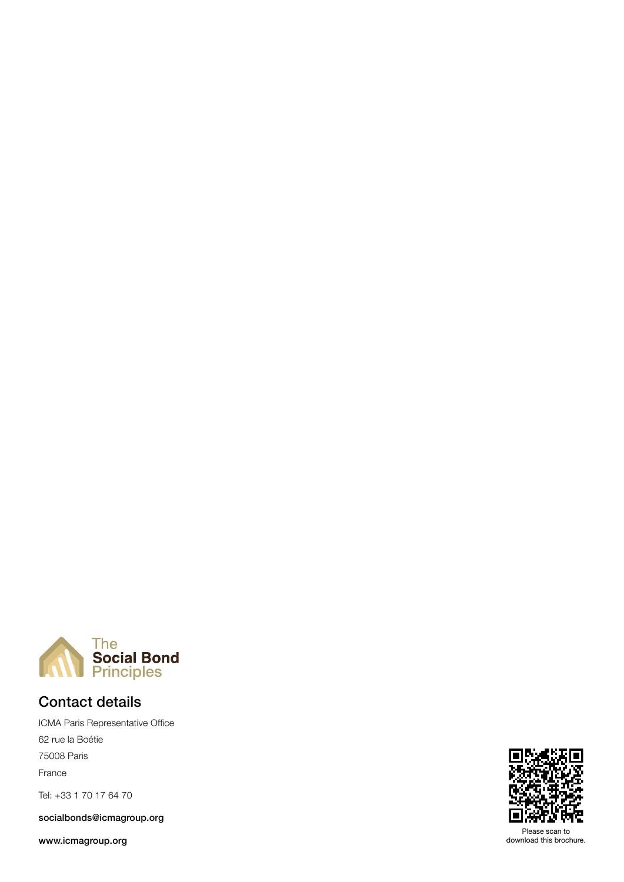The
**Social Bond**
Principles

## Contact details

ICMA Paris Representative Office

62 rue la Boétie

75008 Paris

France

Tel: +33 1 70 17 64 70

socialbonds@icmagroup.org

www.icmagroup.org

Please scan to download this brochure.